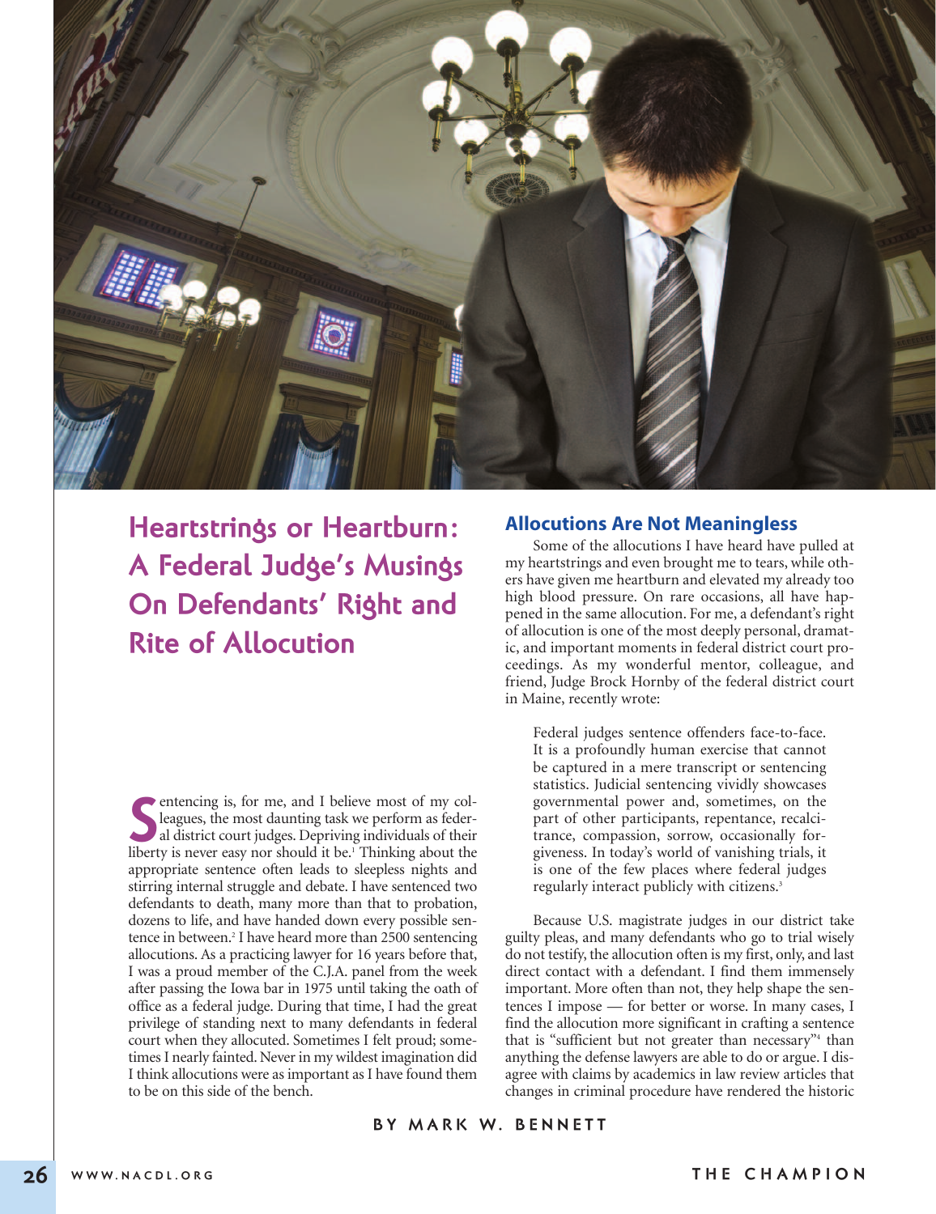# Heartstrings or Heartburn: A Federal Judge's Musings On Defendants' Right and Rite of Allocution

BY MARK W. BENNETT

Sentencing is, for me, and I believe most of my colleagues, the most daunting task we perform as federal district court judges. Depriving individuals of their liberty is never easy nor should it be.[1] Thinking about the appropriate sentence often leads to sleepless nights and stirring internal struggle and debate. I have sentenced two defendants to death, many more than that to probation, dozens to life, and have handed down every possible sentence in between.[2] I have heard more than 2500 sentencing allocutions. As a practicing lawyer for 16 years before that, I was a proud member of the C.J.A. panel from the week after passing the Iowa bar in 1975 until taking the oath of office as a federal judge. During that time, I had the great privilege of standing next to many defendants in federal court when they allocuted. Sometimes I felt proud; sometimes I nearly fainted. Never in my wildest imagination did I think allocutions were as important as I have found them to be on this side of the bench.

## Allocutions Are Not Meaningless

Some of the allocutions I have heard have pulled at my heartstrings and even brought me to tears, while others have given me heartburn and elevated my already too high blood pressure. On rare occasions, all have happened in the same allocution. For me, a defendant's right of allocution is one of the most deeply personal, dramatic, and important moments in federal district court proceedings. As my wonderful mentor, colleague, and friend, Judge Brock Hornby of the federal district court in Maine, recently wrote:

> Federal judges sentence offenders face-to-face. It is a profoundly human exercise that cannot be captured in a mere transcript or sentencing statistics. Judicial sentencing vividly showcases governmental power and, sometimes, on the part of other participants, repentance, recalcitrance, compassion, sorrow, occasionally forgiveness. In today's world of vanishing trials, it is one of the few places where federal judges regularly interact publicly with citizens.[3]

Because U.S. magistrate judges in our district take guilty pleas, and many defendants who go to trial wisely do not testify, the allocution often is my first, only, and last direct contact with a defendant. I find them immensely important. More often than not, they help shape the sentences I impose — for better or worse. In many cases, I find the allocution more significant in crafting a sentence that is "sufficient but not greater than necessary"[4] than anything the defense lawyers are able to do or argue. I disagree with claims by academics in law review articles that changes in criminal procedure have rendered the historic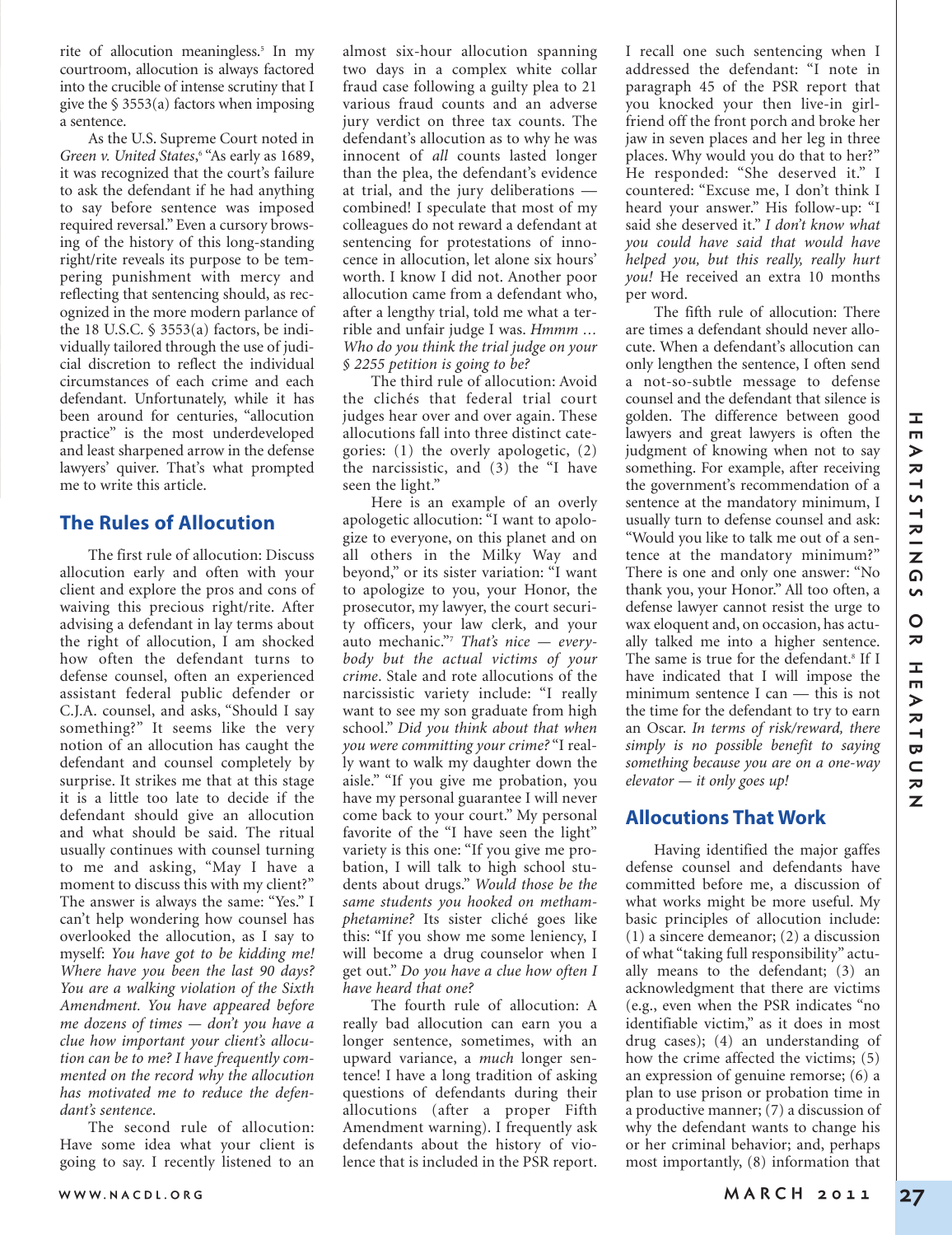rite of allocution meaningless.[5] In my courtroom, allocution is always factored into the crucible of intense scrutiny that I give the § 3553(a) factors when imposing a sentence.

As the U.S. Supreme Court noted in *Green v. United States*,[6] "As early as 1689, it was recognized that the court's failure to ask the defendant if he had anything to say before sentence was imposed required reversal." Even a cursory browsing of the history of this long-standing right/rite reveals its purpose to be tempering punishment with mercy and reflecting that sentencing should, as recognized in the more modern parlance of the 18 U.S.C. § 3553(a) factors, be individually tailored through the use of judicial discretion to reflect the individual circumstances of each crime and each defendant. Unfortunately, while it has been around for centuries, "allocution practice" is the most underdeveloped and least sharpened arrow in the defense lawyers' quiver. That's what prompted me to write this article.

## The Rules of Allocution

The first rule of allocution: Discuss allocution early and often with your client and explore the pros and cons of waiving this precious right/rite. After advising a defendant in lay terms about the right of allocution, I am shocked how often the defendant turns to defense counsel, often an experienced assistant federal public defender or C.J.A. counsel, and asks, "Should I say something?" It seems like the very notion of an allocution has caught the defendant and counsel completely by surprise. It strikes me that at this stage it is a little too late to decide if the defendant should give an allocution and what should be said. The ritual usually continues with counsel turning to me and asking, "May I have a moment to discuss this with my client?" The answer is always the same: "Yes." I can't help wondering how counsel has overlooked the allocution, as I say to myself: *You have got to be kidding me! Where have you been the last 90 days? You are a walking violation of the Sixth Amendment. You have appeared before me dozens of times — don't you have a clue how important your client's allocution can be to me? I have frequently commented on the record why the allocution has motivated me to reduce the defendant's sentence.*

The second rule of allocution: Have some idea what your client is going to say. I recently listened to an almost six-hour allocution spanning two days in a complex white collar fraud case following a guilty plea to 21 various fraud counts and an adverse jury verdict on three tax counts. The defendant's allocution as to why he was innocent of *all* counts lasted longer than the plea, the defendant's evidence at trial, and the jury deliberations — combined! I speculate that most of my colleagues do not reward a defendant at sentencing for protestations of innocence in allocution, let alone six hours' worth. I know I did not. Another poor allocution came from a defendant who, after a lengthy trial, told me what a terrible and unfair judge I was. *Hmmm … Who do you think the trial judge on your § 2255 petition is going to be?*

The third rule of allocution: Avoid the clichés that federal trial court judges hear over and over again. These allocutions fall into three distinct categories: (1) the overly apologetic, (2) the narcissistic, and (3) the "I have seen the light."

Here is an example of an overly apologetic allocution: "I want to apologize to everyone, on this planet and on all others in the Milky Way and beyond," or its sister variation: "I want to apologize to you, your Honor, the prosecutor, my lawyer, the court security officers, your law clerk, and your auto mechanic."[7] *That's nice — everybody but the actual victims of your crime*. Stale and rote allocutions of the narcissistic variety include: "I really want to see my son graduate from high school." *Did you think about that when you were committing your crime?* "I really want to walk my daughter down the aisle." "If you give me probation, you have my personal guarantee I will never come back to your court." My personal favorite of the "I have seen the light" variety is this one: "If you give me probation, I will talk to high school students about drugs." *Would those be the same students you hooked on methamphetamine?* Its sister cliché goes like this: "If you show me some leniency, I will become a drug counselor when I get out." *Do you have a clue how often I have heard that one?*

The fourth rule of allocution: A really bad allocution can earn you a longer sentence, sometimes, with an upward variance, a *much* longer sentence! I have a long tradition of asking questions of defendants during their allocutions (after a proper Fifth Amendment warning). I frequently ask defendants about the history of violence that is included in the PSR report. I recall one such sentencing when I addressed the defendant: "I note in paragraph 45 of the PSR report that you knocked your then live-in girlfriend off the front porch and broke her jaw in seven places and her leg in three places. Why would you do that to her?" He responded: "She deserved it." I countered: "Excuse me, I don't think I heard your answer." His follow-up: "I said she deserved it." *I don't know what you could have said that would have helped you, but this really, really hurt you!* He received an extra 10 months per word.

The fifth rule of allocution: There are times a defendant should never allocute. When a defendant's allocution can only lengthen the sentence, I often send a not-so-subtle message to defense counsel and the defendant that silence is golden. The difference between good lawyers and great lawyers is often the judgment of knowing when not to say something. For example, after receiving the government's recommendation of a sentence at the mandatory minimum, I usually turn to defense counsel and ask: "Would you like to talk me out of a sentence at the mandatory minimum?" There is one and only one answer: "No thank you, your Honor." All too often, a defense lawyer cannot resist the urge to wax eloquent and, on occasion, has actually talked me into a higher sentence. The same is true for the defendant.[8] If I have indicated that I will impose the minimum sentence I can — this is not the time for the defendant to try to earn an Oscar. *In terms of risk/reward, there simply is no possible benefit to saying something because you are on a one-way elevator — it only goes up!*

## Allocutions That Work

Having identified the major gaffes defense counsel and defendants have committed before me, a discussion of what works might be more useful. My basic principles of allocution include: (1) a sincere demeanor; (2) a discussion of what "taking full responsibility" actually means to the defendant; (3) an acknowledgment that there are victims (e.g., even when the PSR indicates "no identifiable victim," as it does in most drug cases); (4) an understanding of how the crime affected the victims; (5) an expression of genuine remorse; (6) a plan to use prison or probation time in a productive manner; (7) a discussion of why the defendant wants to change his or her criminal behavior; and, perhaps most importantly, (8) information that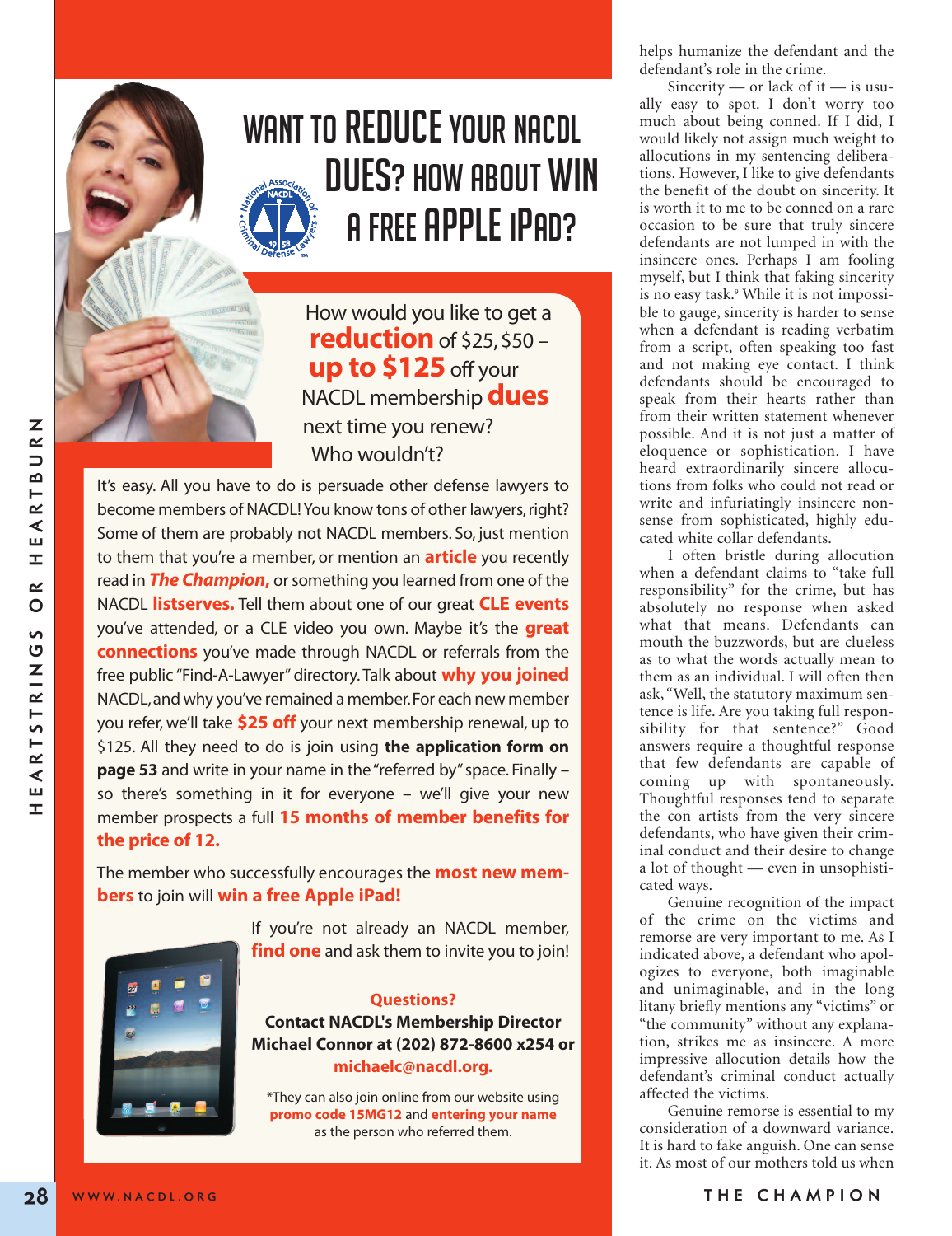# WANT TO REDUCE YOUR NACDL DUES? HOW ABOUT WIN A FREE APPLE iPAD?

How would you like to get a **reduction** of $25, $50 – **up to $125** off your NACDL membership **dues** next time you renew? Who wouldn't?

It's easy. All you have to do is persuade other defense lawyers to become members of NACDL! You know tons of other lawyers, right? Some of them are probably not NACDL members. So, just mention to them that you're a member, or mention an **article** you recently read in ***The Champion,*** or something you learned from one of the NACDL **listserves.** Tell them about one of our great **CLE events** you've attended, or a CLE video you own. Maybe it's the **great connections** you've made through NACDL or referrals from the free public "Find-A-Lawyer" directory. Talk about **why you joined** NACDL, and why you've remained a member. For each new member you refer, we'll take **$25 off** your next membership renewal, up to $125. All they need to do is join using **the application form on page 53** and write in your name in the "referred by" space. Finally – so there's something in it for everyone – we'll give your new member prospects a full **15 months of member benefits for the price of 12.**

The member who successfully encourages the **most new members** to join will **win a free Apple iPad!**

If you're not already an NACDL member, **find one** and ask them to invite you to join!

**Questions?**
**Contact NACDL's Membership Director Michael Connor at (202) 872-8600 x254 or michaelc@nacdl.org.**

*They can also join online from our website using **promo code 15MG12** and **entering your name** as the person who referred them.

---

helps humanize the defendant and the defendant's role in the crime.

Sincerity — or lack of it — is usually easy to spot. I don't worry too much about being conned. If I did, I would likely not assign much weight to allocutions in my sentencing deliberations. However, I like to give defendants the benefit of the doubt on sincerity. It is worth it to me to be conned on a rare occasion to be sure that truly sincere defendants are not lumped in with the insincere ones. Perhaps I am fooling myself, but I think that faking sincerity is no easy task.[9] While it is not impossible to gauge, sincerity is harder to sense when a defendant is reading verbatim from a script, often speaking too fast and not making eye contact. I think defendants should be encouraged to speak from their hearts rather than from their written statement whenever possible. And it is not just a matter of eloquence or sophistication. I have heard extraordinarily sincere allocutions from folks who could not read or write and infuriatingly insincere nonsense from sophisticated, highly educated white collar defendants.

I often bristle during allocution when a defendant claims to "take full responsibility" for the crime, but has absolutely no response when asked what that means. Defendants can mouth the buzzwords, but are clueless as to what the words actually mean to them as an individual. I will often then ask, "Well, the statutory maximum sentence is life. Are you taking full responsibility for that sentence?" Good answers require a thoughtful response that few defendants are capable of coming up with spontaneously. Thoughtful responses tend to separate the con artists from the very sincere defendants, who have given their criminal conduct and their desire to change a lot of thought — even in unsophisticated ways.

Genuine recognition of the impact of the crime on the victims and remorse are very important to me. As I indicated above, a defendant who apologizes to everyone, both imaginable and unimaginable, and in the long litany briefly mentions any "victims" or "the community" without any explanation, strikes me as insincere. A more impressive allocution details how the defendant's criminal conduct actually affected the victims.

Genuine remorse is essential to my consideration of a downward variance. It is hard to fake anguish. One can sense it. As most of our mothers told us when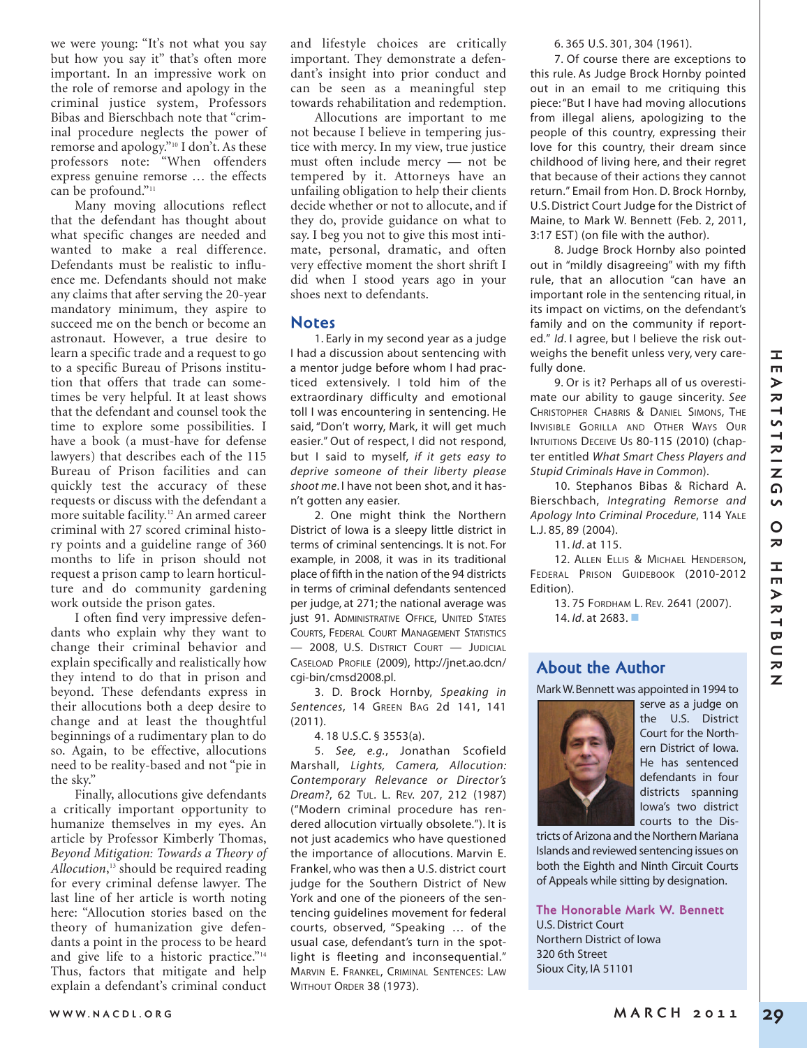we were young: "It's not what you say but how you say it" that's often more important. In an impressive work on the role of remorse and apology in the criminal justice system, Professors Bibas and Bierschbach note that "criminal procedure neglects the power of remorse and apology."[10] I don't. As these professors note: "When offenders express genuine remorse … the effects can be profound."[11]

Many moving allocutions reflect that the defendant has thought about what specific changes are needed and wanted to make a real difference. Defendants must be realistic to influence me. Defendants should not make any claims that after serving the 20-year mandatory minimum, they aspire to succeed me on the bench or become an astronaut. However, a true desire to learn a specific trade and a request to go to a specific Bureau of Prisons institution that offers that trade can sometimes be very helpful. It at least shows that the defendant and counsel took the time to explore some possibilities. I have a book (a must-have for defense lawyers) that describes each of the 115 Bureau of Prison facilities and can quickly test the accuracy of these requests or discuss with the defendant a more suitable facility.[12] An armed career criminal with 27 scored criminal history points and a guideline range of 360 months to life in prison should not request a prison camp to learn horticulture and do community gardening work outside the prison gates.

I often find very impressive defendants who explain why they want to change their criminal behavior and explain specifically and realistically how they intend to do that in prison and beyond. These defendants express in their allocutions both a deep desire to change and at least the thoughtful beginnings of a rudimentary plan to do so. Again, to be effective, allocutions need to be reality-based and not "pie in the sky."

Finally, allocutions give defendants a critically important opportunity to humanize themselves in my eyes. An article by Professor Kimberly Thomas, *Beyond Mitigation: Towards a Theory of Allocution*,[13] should be required reading for every criminal defense lawyer. The last line of her article is worth noting here: "Allocution stories based on the theory of humanization give defendants a point in the process to be heard and give life to a historic practice."[14] Thus, factors that mitigate and help explain a defendant's criminal conduct and lifestyle choices are critically important. They demonstrate a defendant's insight into prior conduct and can be seen as a meaningful step towards rehabilitation and redemption.

Allocutions are important to me not because I believe in tempering justice with mercy. In my view, true justice must often include mercy — not be tempered by it. Attorneys have an unfailing obligation to help their clients decide whether or not to allocute, and if they do, provide guidance on what to say. I beg you not to give this most intimate, personal, dramatic, and often very effective moment the short shrift I did when I stood years ago in your shoes next to defendants.

## Notes

1. Early in my second year as a judge I had a discussion about sentencing with a mentor judge before whom I had practiced extensively. I told him of the extraordinary difficulty and emotional toll I was encountering in sentencing. He said, "Don't worry, Mark, it will get much easier." Out of respect, I did not respond, but I said to myself, *if it gets easy to deprive someone of their liberty please shoot me*. I have not been shot, and it hasn't gotten any easier.

2. One might think the Northern District of Iowa is a sleepy little district in terms of criminal sentencings. It is not. For example, in 2008, it was in its traditional place of fifth in the nation of the 94 districts in terms of criminal defendants sentenced per judge, at 271; the national average was just 91. Administrative Office, United States Courts, Federal Court Management Statistics — 2008, U.S. District Court — Judicial Caseload Profile (2009), http://jnet.ao.dcn/cgi-bin/cmsd2008.pl.

3. D. Brock Hornby, *Speaking in Sentences*, 14 Green Bag 2d 141, 141 (2011).

4. 18 U.S.C. § 3553(a).

5. *See, e.g.*, Jonathan Scofield Marshall, *Lights, Camera, Allocution: Contemporary Relevance or Director's Dream?*, 62 Tul. L. Rev. 207, 212 (1987) ("Modern criminal procedure has rendered allocution virtually obsolete."). It is not just academics who have questioned the importance of allocutions. Marvin E. Frankel, who was then a U.S. district court judge for the Southern District of New York and one of the pioneers of the sentencing guidelines movement for federal courts, observed, "Speaking … of the usual case, defendant's turn in the spotlight is fleeting and inconsequential." Marvin E. Frankel, Criminal Sentences: Law Without Order 38 (1973).

6. 365 U.S. 301, 304 (1961).

7. Of course there are exceptions to this rule. As Judge Brock Hornby pointed out in an email to me critiquing this piece: "But I have had moving allocutions from illegal aliens, apologizing to the people of this country, expressing their love for this country, their dream since childhood of living here, and their regret that because of their actions they cannot return." Email from Hon. D. Brock Hornby, U.S. District Court Judge for the District of Maine, to Mark W. Bennett (Feb. 2, 2011, 3:17 EST) (on file with the author).

8. Judge Brock Hornby also pointed out in "mildly disagreeing" with my fifth rule, that an allocution "can have an important role in the sentencing ritual, in its impact on victims, on the defendant's family and on the community if reported." *Id*. I agree, but I believe the risk outweighs the benefit unless very, very carefully done.

9. Or is it? Perhaps all of us overestimate our ability to gauge sincerity. *See* Christopher Chabris & Daniel Simons, The Invisible Gorilla and Other Ways Our Intuitions Deceive Us 80-115 (2010) (chapter entitled *What Smart Chess Players and Stupid Criminals Have in Common*).

10. Stephanos Bibas & Richard A. Bierschbach, *Integrating Remorse and Apology Into Criminal Procedure*, 114 Yale L.J. 85, 89 (2004).

11. *Id*. at 115.

12. Allen Ellis & Michael Henderson, Federal Prison Guidebook (2010-2012 Edition).

13. 75 Fordham L. Rev. 2641 (2007).

14. *Id*. at 2683.

## About the Author

Mark W. Bennett was appointed in 1994 to serve as a judge on the U.S. District Court for the Northern District of Iowa. He has sentenced defendants in four districts spanning Iowa's two district courts to the Districts of Arizona and the Northern Mariana Islands and reviewed sentencing issues on both the Eighth and Ninth Circuit Courts of Appeals while sitting by designation.

**The Honorable Mark W. Bennett**
U.S. District Court
Northern District of Iowa
320 6th Street
Sioux City, IA 51101